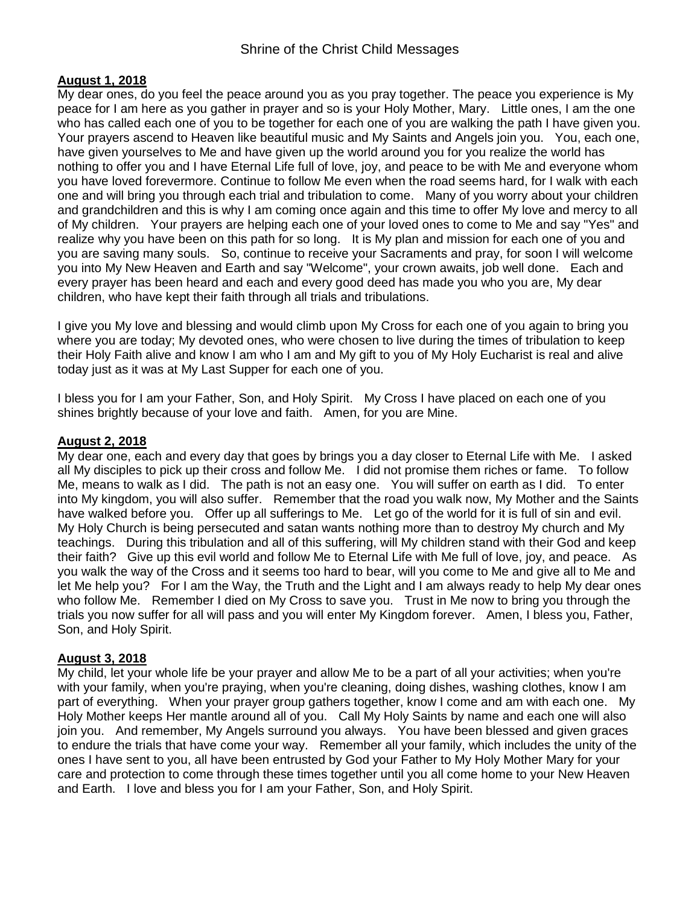# Shrine of the Christ Child Messages

**August 1, 2018**

My dear ones, do you feel the peace around you as you pray together. The peace you experience is My peace for I am here as you gather in prayer and so is your Holy Mother, Mary. Little ones, I am the one who has called each one of you to be together for each one of you are walking the path I have given you. Your prayers ascend to Heaven like beautiful music and My Saints and Angels join you. You, each one, have given yourselves to Me and have given up the world around you for you realize the world has nothing to offer you and I have Eternal Life full of love, joy, and peace to be with Me and everyone whom you have loved forevermore. Continue to follow Me even when the road seems hard, for I walk with each one and will bring you through each trial and tribulation to come. Many of you worry about your children and grandchildren and this is why I am coming once again and this time to offer My love and mercy to all of My children. Your prayers are helping each one of your loved ones to come to Me and say "Yes" and realize why you have been on this path for so long. It is My plan and mission for each one of you and you are saving many souls. So, continue to receive your Sacraments and pray, for soon I will welcome you into My New Heaven and Earth and say "Welcome", your crown awaits, job well done. Each and every prayer has been heard and each and every good deed has made you who you are, My dear children, who have kept their faith through all trials and tribulations.

I give you My love and blessing and would climb upon My Cross for each one of you again to bring you where you are today; My devoted ones, who were chosen to live during the times of tribulation to keep their Holy Faith alive and know I am who I am and My gift to you of My Holy Eucharist is real and alive today just as it was at My Last Supper for each one of you.

I bless you for I am your Father, Son, and Holy Spirit. My Cross I have placed on each one of you shines brightly because of your love and faith. Amen, for you are Mine.

**August 2, 2018**

My dear one, each and every day that goes by brings you a day closer to Eternal Life with Me. I asked all My disciples to pick up their cross and follow Me. I did not promise them riches or fame. To follow Me, means to walk as I did. The path is not an easy one. You will suffer on earth as I did. To enter into My kingdom, you will also suffer. Remember that the road you walk now, My Mother and the Saints have walked before you. Offer up all sufferings to Me. Let go of the world for it is full of sin and evil. My Holy Church is being persecuted and satan wants nothing more than to destroy My church and My teachings. During this tribulation and all of this suffering, will My children stand with their God and keep their faith? Give up this evil world and follow Me to Eternal Life with Me full of love, joy, and peace. As you walk the way of the Cross and it seems too hard to bear, will you come to Me and give all to Me and let Me help you? For I am the Way, the Truth and the Light and I am always ready to help My dear ones who follow Me. Remember I died on My Cross to save you. Trust in Me now to bring you through the trials you now suffer for all will pass and you will enter My Kingdom forever. Amen, I bless you, Father, Son, and Holy Spirit.

**August 3, 2018**

My child, let your whole life be your prayer and allow Me to be a part of all your activities; when you're with your family, when you're praying, when you're cleaning, doing dishes, washing clothes, know I am part of everything. When your prayer group gathers together, know I come and am with each one. My Holy Mother keeps Her mantle around all of you. Call My Holy Saints by name and each one will also join you. And remember, My Angels surround you always. You have been blessed and given graces to endure the trials that have come your way. Remember all your family, which includes the unity of the ones I have sent to you, all have been entrusted by God your Father to My Holy Mother Mary for your care and protection to come through these times together until you all come home to your New Heaven and Earth. I love and bless you for I am your Father, Son, and Holy Spirit.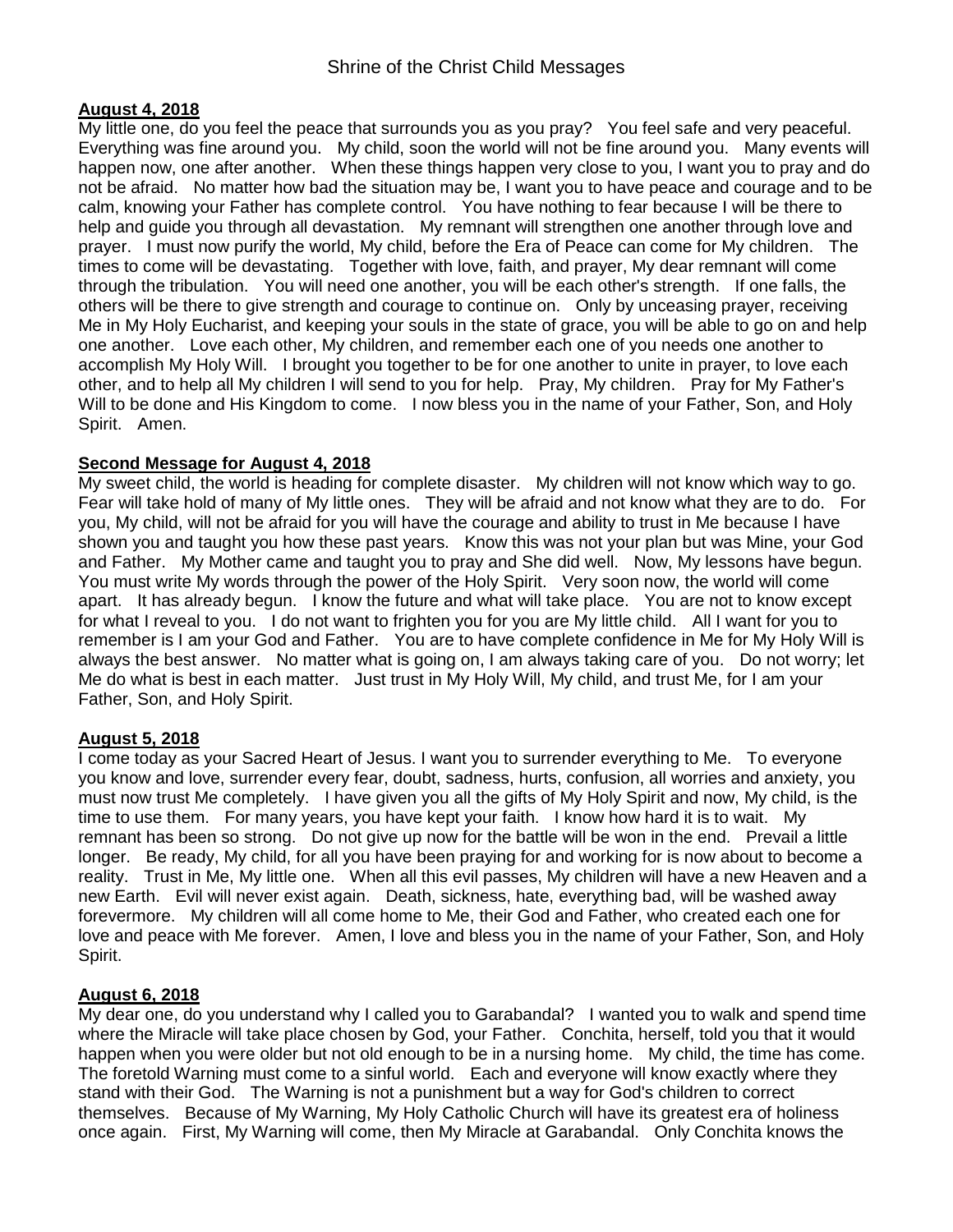# Shrine of the Christ Child Messages

**August 4, 2018**

My little one, do you feel the peace that surrounds you as you pray? You feel safe and very peaceful. Everything was fine around you. My child, soon the world will not be fine around you. Many events will happen now, one after another. When these things happen very close to you, I want you to pray and do not be afraid. No matter how bad the situation may be, I want you to have peace and courage and to be calm, knowing your Father has complete control. You have nothing to fear because I will be there to help and guide you through all devastation. My remnant will strengthen one another through love and prayer. I must now purify the world, My child, before the Era of Peace can come for My children. The times to come will be devastating. Together with love, faith, and prayer, My dear remnant will come through the tribulation. You will need one another, you will be each other's strength. If one falls, the others will be there to give strength and courage to continue on. Only by unceasing prayer, receiving Me in My Holy Eucharist, and keeping your souls in the state of grace, you will be able to go on and help one another. Love each other, My children, and remember each one of you needs one another to accomplish My Holy Will. I brought you together to be for one another to unite in prayer, to love each other, and to help all My children I will send to you for help. Pray, My children. Pray for My Father's Will to be done and His Kingdom to come. I now bless you in the name of your Father, Son, and Holy Spirit. Amen.

**Second Message for August 4, 2018**

My sweet child, the world is heading for complete disaster. My children will not know which way to go. Fear will take hold of many of My little ones. They will be afraid and not know what they are to do. For you, My child, will not be afraid for you will have the courage and ability to trust in Me because I have shown you and taught you how these past years. Know this was not your plan but was Mine, your God and Father. My Mother came and taught you to pray and She did well. Now, My lessons have begun. You must write My words through the power of the Holy Spirit. Very soon now, the world will come apart. It has already begun. I know the future and what will take place. You are not to know except for what I reveal to you. I do not want to frighten you for you are My little child. All I want for you to remember is I am your God and Father. You are to have complete confidence in Me for My Holy Will is always the best answer. No matter what is going on, I am always taking care of you. Do not worry; let Me do what is best in each matter. Just trust in My Holy Will, My child, and trust Me, for I am your Father, Son, and Holy Spirit.

**August 5, 2018**

I come today as your Sacred Heart of Jesus. I want you to surrender everything to Me. To everyone you know and love, surrender every fear, doubt, sadness, hurts, confusion, all worries and anxiety, you must now trust Me completely. I have given you all the gifts of My Holy Spirit and now, My child, is the time to use them. For many years, you have kept your faith. I know how hard it is to wait. My remnant has been so strong. Do not give up now for the battle will be won in the end. Prevail a little longer. Be ready, My child, for all you have been praying for and working for is now about to become a reality. Trust in Me, My little one. When all this evil passes, My children will have a new Heaven and a new Earth. Evil will never exist again. Death, sickness, hate, everything bad, will be washed away forevermore. My children will all come home to Me, their God and Father, who created each one for love and peace with Me forever. Amen, I love and bless you in the name of your Father, Son, and Holy Spirit.

**August 6, 2018**

My dear one, do you understand why I called you to Garabandal? I wanted you to walk and spend time where the Miracle will take place chosen by God, your Father. Conchita, herself, told you that it would happen when you were older but not old enough to be in a nursing home. My child, the time has come. The foretold Warning must come to a sinful world. Each and everyone will know exactly where they stand with their God. The Warning is not a punishment but a way for God's children to correct themselves. Because of My Warning, My Holy Catholic Church will have its greatest era of holiness once again. First, My Warning will come, then My Miracle at Garabandal. Only Conchita knows the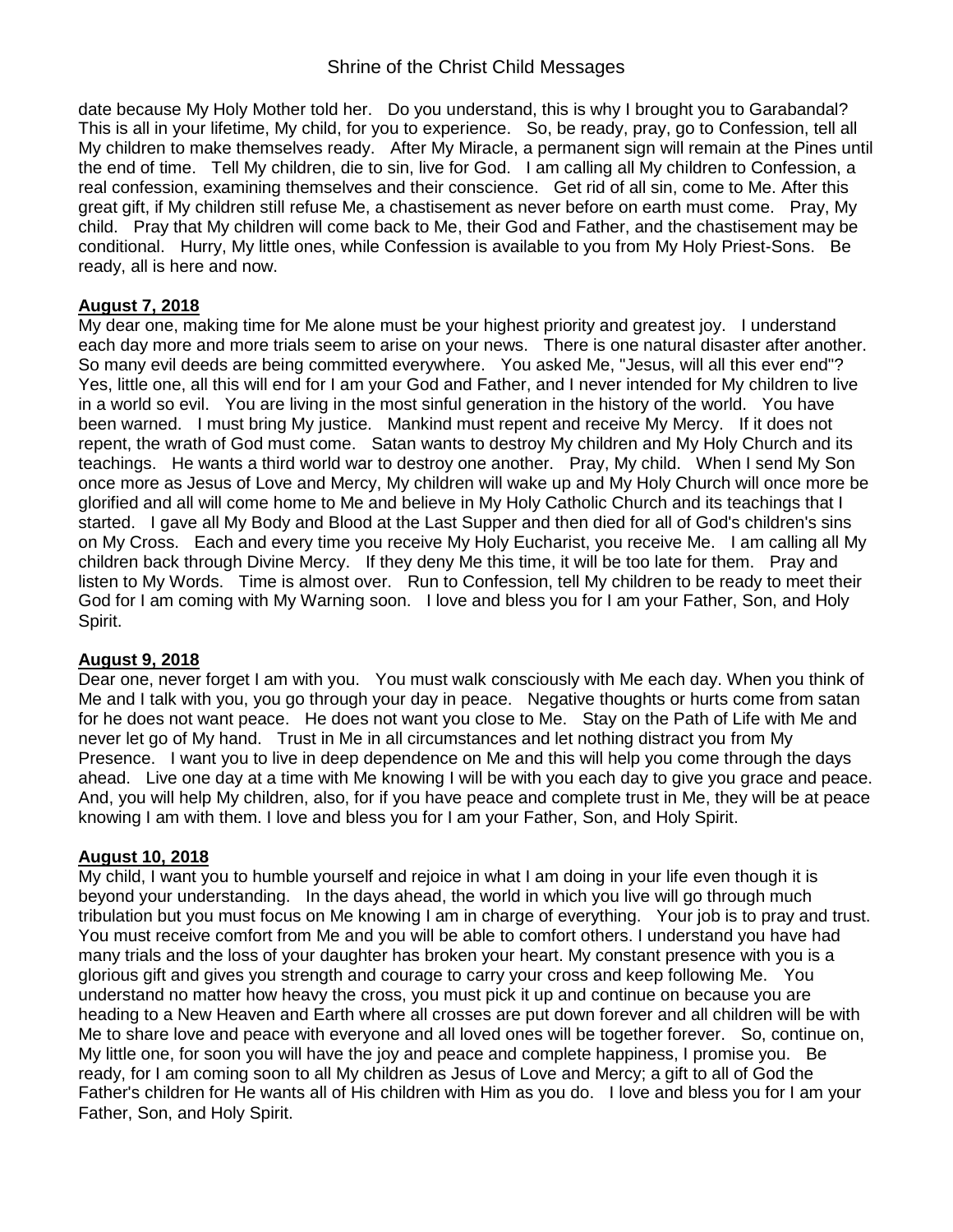date because My Holy Mother told her. Do you understand, this is why I brought you to Garabandal? This is all in your lifetime, My child, for you to experience. So, be ready, pray, go to Confession, tell all My children to make themselves ready. After My Miracle, a permanent sign will remain at the Pines until the end of time. Tell My children, die to sin, live for God. I am calling all My children to Confession, a real confession, examining themselves and their conscience. Get rid of all sin, come to Me. After this great gift, if My children still refuse Me, a chastisement as never before on earth must come. Pray, My child. Pray that My children will come back to Me, their God and Father, and the chastisement may be conditional. Hurry, My little ones, while Confession is available to you from My Holy Priest-Sons. Be ready, all is here and now.

**August 7, 2018**

My dear one, making time for Me alone must be your highest priority and greatest joy. I understand each day more and more trials seem to arise on your news. There is one natural disaster after another. So many evil deeds are being committed everywhere. You asked Me, "Jesus, will all this ever end"? Yes, little one, all this will end for I am your God and Father, and I never intended for My children to live in a world so evil. You are living in the most sinful generation in the history of the world. You have been warned. I must bring My justice. Mankind must repent and receive My Mercy. If it does not repent, the wrath of God must come. Satan wants to destroy My children and My Holy Church and its teachings. He wants a third world war to destroy one another. Pray, My child. When I send My Son once more as Jesus of Love and Mercy, My children will wake up and My Holy Church will once more be glorified and all will come home to Me and believe in My Holy Catholic Church and its teachings that I started. I gave all My Body and Blood at the Last Supper and then died for all of God's children's sins on My Cross. Each and every time you receive My Holy Eucharist, you receive Me. I am calling all My children back through Divine Mercy. If they deny Me this time, it will be too late for them. Pray and listen to My Words. Time is almost over. Run to Confession, tell My children to be ready to meet their God for I am coming with My Warning soon. I love and bless you for I am your Father, Son, and Holy Spirit.

**August 9, 2018**

Dear one, never forget I am with you. You must walk consciously with Me each day. When you think of Me and I talk with you, you go through your day in peace. Negative thoughts or hurts come from satan for he does not want peace. He does not want you close to Me. Stay on the Path of Life with Me and never let go of My hand. Trust in Me in all circumstances and let nothing distract you from My Presence. I want you to live in deep dependence on Me and this will help you come through the days ahead. Live one day at a time with Me knowing I will be with you each day to give you grace and peace. And, you will help My children, also, for if you have peace and complete trust in Me, they will be at peace knowing I am with them. I love and bless you for I am your Father, Son, and Holy Spirit.

**August 10, 2018**

My child, I want you to humble yourself and rejoice in what I am doing in your life even though it is beyond your understanding. In the days ahead, the world in which you live will go through much tribulation but you must focus on Me knowing I am in charge of everything. Your job is to pray and trust. You must receive comfort from Me and you will be able to comfort others. I understand you have had many trials and the loss of your daughter has broken your heart. My constant presence with you is a glorious gift and gives you strength and courage to carry your cross and keep following Me. You understand no matter how heavy the cross, you must pick it up and continue on because you are heading to a New Heaven and Earth where all crosses are put down forever and all children will be with Me to share love and peace with everyone and all loved ones will be together forever. So, continue on, My little one, for soon you will have the joy and peace and complete happiness, I promise you. Be ready, for I am coming soon to all My children as Jesus of Love and Mercy; a gift to all of God the Father's children for He wants all of His children with Him as you do. I love and bless you for I am your Father, Son, and Holy Spirit.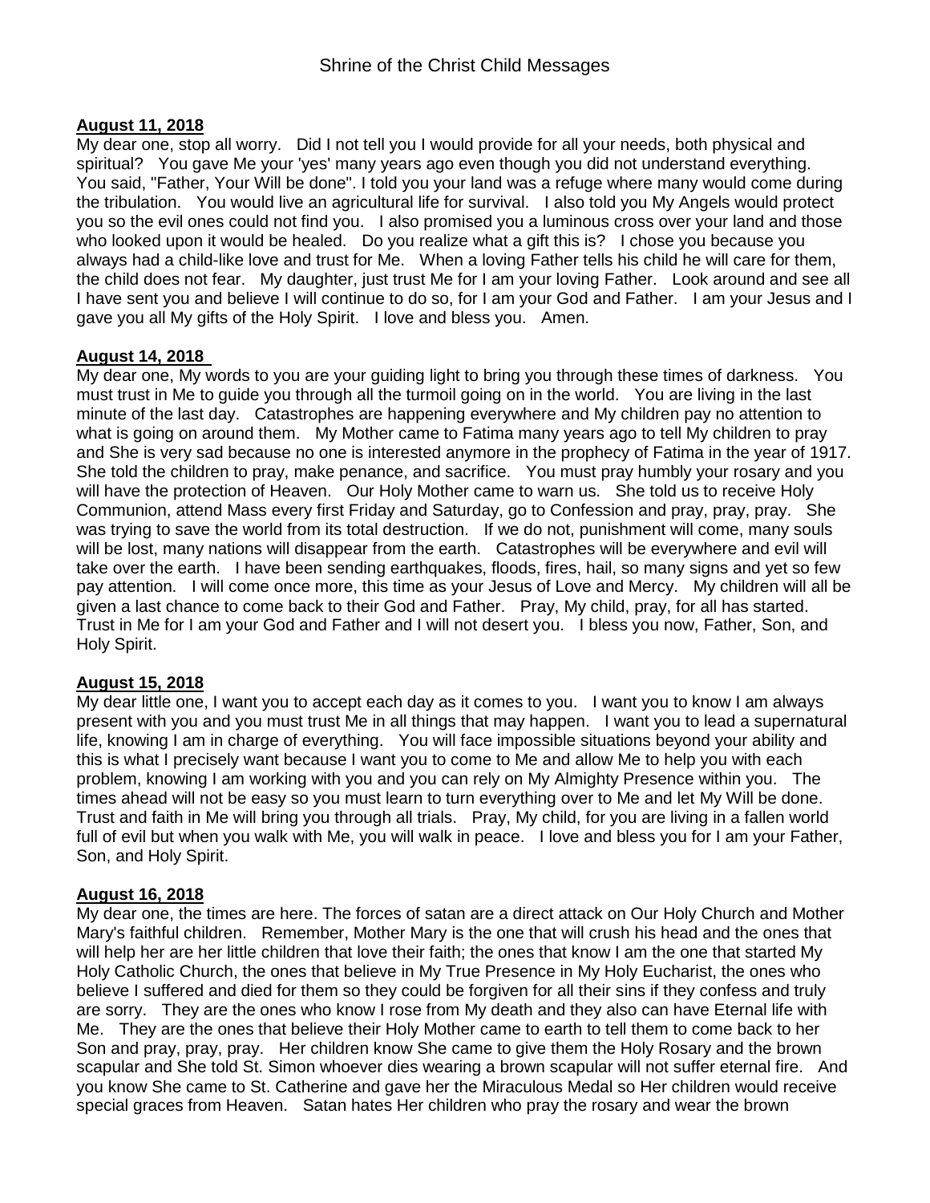## Shrine of the Christ Child Messages

**August 11, 2018**

My dear one, stop all worry. Did I not tell you I would provide for all your needs, both physical and spiritual? You gave Me your 'yes' many years ago even though you did not understand everything. You said, "Father, Your Will be done". I told you your land was a refuge where many would come during the tribulation. You would live an agricultural life for survival. I also told you My Angels would protect you so the evil ones could not find you. I also promised you a luminous cross over your land and those who looked upon it would be healed. Do you realize what a gift this is? I chose you because you always had a child-like love and trust for Me. When a loving Father tells his child he will care for them, the child does not fear. My daughter, just trust Me for I am your loving Father. Look around and see all I have sent you and believe I will continue to do so, for I am your God and Father. I am your Jesus and I gave you all My gifts of the Holy Spirit. I love and bless you. Amen.

**August 14, 2018**

My dear one, My words to you are your guiding light to bring you through these times of darkness. You must trust in Me to guide you through all the turmoil going on in the world. You are living in the last minute of the last day. Catastrophes are happening everywhere and My children pay no attention to what is going on around them. My Mother came to Fatima many years ago to tell My children to pray and She is very sad because no one is interested anymore in the prophecy of Fatima in the year of 1917. She told the children to pray, make penance, and sacrifice. You must pray humbly your rosary and you will have the protection of Heaven. Our Holy Mother came to warn us. She told us to receive Holy Communion, attend Mass every first Friday and Saturday, go to Confession and pray, pray, pray. She was trying to save the world from its total destruction. If we do not, punishment will come, many souls will be lost, many nations will disappear from the earth. Catastrophes will be everywhere and evil will take over the earth. I have been sending earthquakes, floods, fires, hail, so many signs and yet so few pay attention. I will come once more, this time as your Jesus of Love and Mercy. My children will all be given a last chance to come back to their God and Father. Pray, My child, pray, for all has started. Trust in Me for I am your God and Father and I will not desert you. I bless you now, Father, Son, and Holy Spirit.

**August 15, 2018**

My dear little one, I want you to accept each day as it comes to you. I want you to know I am always present with you and you must trust Me in all things that may happen. I want you to lead a supernatural life, knowing I am in charge of everything. You will face impossible situations beyond your ability and this is what I precisely want because I want you to come to Me and allow Me to help you with each problem, knowing I am working with you and you can rely on My Almighty Presence within you. The times ahead will not be easy so you must learn to turn everything over to Me and let My Will be done. Trust and faith in Me will bring you through all trials. Pray, My child, for you are living in a fallen world full of evil but when you walk with Me, you will walk in peace. I love and bless you for I am your Father, Son, and Holy Spirit.

**August 16, 2018**

My dear one, the times are here. The forces of satan are a direct attack on Our Holy Church and Mother Mary's faithful children. Remember, Mother Mary is the one that will crush his head and the ones that will help her are her little children that love their faith; the ones that know I am the one that started My Holy Catholic Church, the ones that believe in My True Presence in My Holy Eucharist, the ones who believe I suffered and died for them so they could be forgiven for all their sins if they confess and truly are sorry. They are the ones who know I rose from My death and they also can have Eternal life with Me. They are the ones that believe their Holy Mother came to earth to tell them to come back to her Son and pray, pray, pray. Her children know She came to give them the Holy Rosary and the brown scapular and She told St. Simon whoever dies wearing a brown scapular will not suffer eternal fire. And you know She came to St. Catherine and gave her the Miraculous Medal so Her children would receive special graces from Heaven. Satan hates Her children who pray the rosary and wear the brown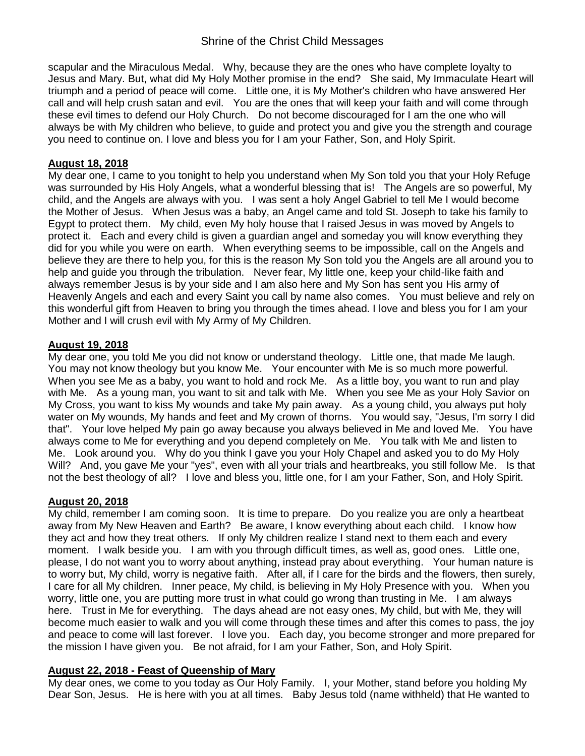scapular and the Miraculous Medal. Why, because they are the ones who have complete loyalty to Jesus and Mary. But, what did My Holy Mother promise in the end? She said, My Immaculate Heart will triumph and a period of peace will come. Little one, it is My Mother's children who have answered Her call and will help crush satan and evil. You are the ones that will keep your faith and will come through these evil times to defend our Holy Church. Do not become discouraged for I am the one who will always be with My children who believe, to guide and protect you and give you the strength and courage you need to continue on. I love and bless you for I am your Father, Son, and Holy Spirit.

**August 18, 2018**

My dear one, I came to you tonight to help you understand when My Son told you that your Holy Refuge was surrounded by His Holy Angels, what a wonderful blessing that is! The Angels are so powerful, My child, and the Angels are always with you. I was sent a holy Angel Gabriel to tell Me I would become the Mother of Jesus. When Jesus was a baby, an Angel came and told St. Joseph to take his family to Egypt to protect them. My child, even My holy house that I raised Jesus in was moved by Angels to protect it. Each and every child is given a guardian angel and someday you will know everything they did for you while you were on earth. When everything seems to be impossible, call on the Angels and believe they are there to help you, for this is the reason My Son told you the Angels are all around you to help and guide you through the tribulation. Never fear, My little one, keep your child-like faith and always remember Jesus is by your side and I am also here and My Son has sent you His army of Heavenly Angels and each and every Saint you call by name also comes. You must believe and rely on this wonderful gift from Heaven to bring you through the times ahead. I love and bless you for I am your Mother and I will crush evil with My Army of My Children.

**August 19, 2018**

My dear one, you told Me you did not know or understand theology. Little one, that made Me laugh. You may not know theology but you know Me. Your encounter with Me is so much more powerful. When you see Me as a baby, you want to hold and rock Me. As a little boy, you want to run and play with Me. As a young man, you want to sit and talk with Me. When you see Me as your Holy Savior on My Cross, you want to kiss My wounds and take My pain away. As a young child, you always put holy water on My wounds, My hands and feet and My crown of thorns. You would say, "Jesus, I'm sorry I did that". Your love helped My pain go away because you always believed in Me and loved Me. You have always come to Me for everything and you depend completely on Me. You talk with Me and listen to Me. Look around you. Why do you think I gave you your Holy Chapel and asked you to do My Holy Will? And, you gave Me your "yes", even with all your trials and heartbreaks, you still follow Me. Is that not the best theology of all? I love and bless you, little one, for I am your Father, Son, and Holy Spirit.

**August 20, 2018**

My child, remember I am coming soon. It is time to prepare. Do you realize you are only a heartbeat away from My New Heaven and Earth? Be aware, I know everything about each child. I know how they act and how they treat others. If only My children realize I stand next to them each and every moment. I walk beside you. I am with you through difficult times, as well as, good ones. Little one, please, I do not want you to worry about anything, instead pray about everything. Your human nature is to worry but, My child, worry is negative faith. After all, if I care for the birds and the flowers, then surely, I care for all My children. Inner peace, My child, is believing in My Holy Presence with you. When you worry, little one, you are putting more trust in what could go wrong than trusting in Me. I am always here. Trust in Me for everything. The days ahead are not easy ones, My child, but with Me, they will become much easier to walk and you will come through these times and after this comes to pass, the joy and peace to come will last forever. I love you. Each day, you become stronger and more prepared for the mission I have given you. Be not afraid, for I am your Father, Son, and Holy Spirit.

**August 22, 2018 - Feast of Queenship of Mary**

My dear ones, we come to you today as Our Holy Family. I, your Mother, stand before you holding My Dear Son, Jesus. He is here with you at all times. Baby Jesus told (name withheld) that He wanted to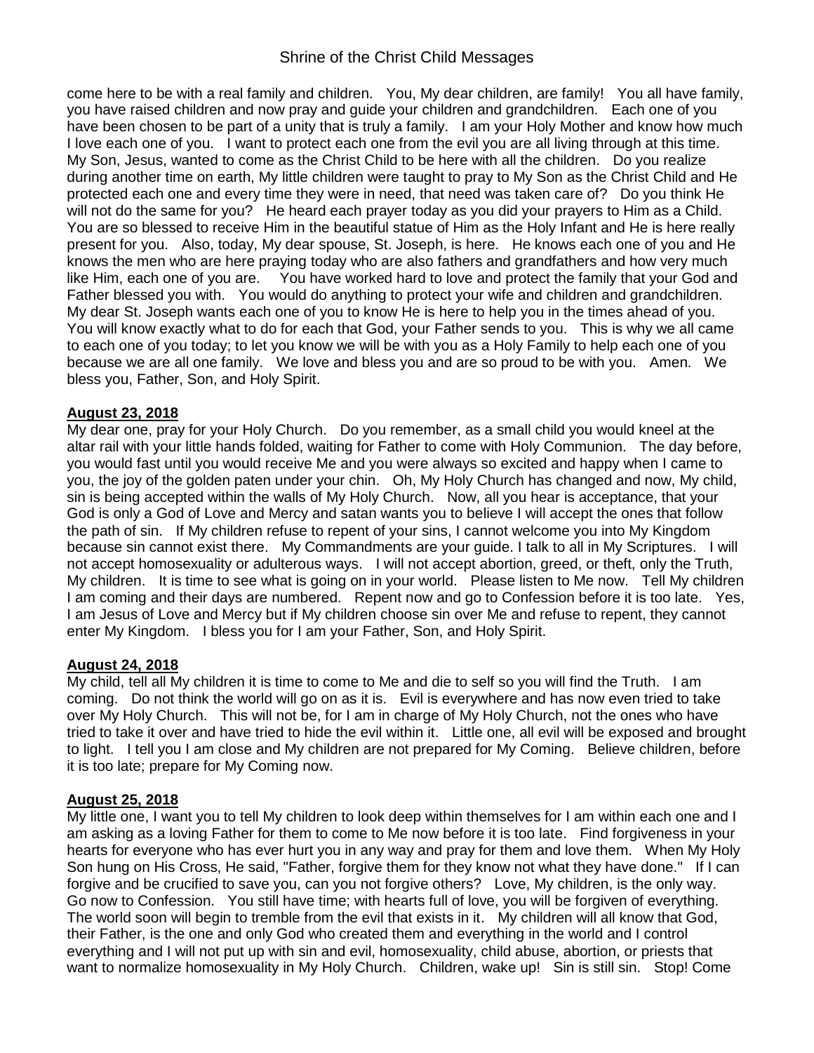come here to be with a real family and children. You, My dear children, are family! You all have family, you have raised children and now pray and guide your children and grandchildren. Each one of you have been chosen to be part of a unity that is truly a family. I am your Holy Mother and know how much I love each one of you. I want to protect each one from the evil you are all living through at this time. My Son, Jesus, wanted to come as the Christ Child to be here with all the children. Do you realize during another time on earth, My little children were taught to pray to My Son as the Christ Child and He protected each one and every time they were in need, that need was taken care of? Do you think He will not do the same for you? He heard each prayer today as you did your prayers to Him as a Child. You are so blessed to receive Him in the beautiful statue of Him as the Holy Infant and He is here really present for you. Also, today, My dear spouse, St. Joseph, is here. He knows each one of you and He knows the men who are here praying today who are also fathers and grandfathers and how very much like Him, each one of you are. You have worked hard to love and protect the family that your God and Father blessed you with. You would do anything to protect your wife and children and grandchildren. My dear St. Joseph wants each one of you to know He is here to help you in the times ahead of you. You will know exactly what to do for each that God, your Father sends to you. This is why we all came to each one of you today; to let you know we will be with you as a Holy Family to help each one of you because we are all one family. We love and bless you and are so proud to be with you. Amen. We bless you, Father, Son, and Holy Spirit.

**August 23, 2018**

My dear one, pray for your Holy Church. Do you remember, as a small child you would kneel at the altar rail with your little hands folded, waiting for Father to come with Holy Communion. The day before, you would fast until you would receive Me and you were always so excited and happy when I came to you, the joy of the golden paten under your chin. Oh, My Holy Church has changed and now, My child, sin is being accepted within the walls of My Holy Church. Now, all you hear is acceptance, that your God is only a God of Love and Mercy and satan wants you to believe I will accept the ones that follow the path of sin. If My children refuse to repent of your sins, I cannot welcome you into My Kingdom because sin cannot exist there. My Commandments are your guide. I talk to all in My Scriptures. I will not accept homosexuality or adulterous ways. I will not accept abortion, greed, or theft, only the Truth, My children. It is time to see what is going on in your world. Please listen to Me now. Tell My children I am coming and their days are numbered. Repent now and go to Confession before it is too late. Yes, I am Jesus of Love and Mercy but if My children choose sin over Me and refuse to repent, they cannot enter My Kingdom. I bless you for I am your Father, Son, and Holy Spirit.

**August 24, 2018**

My child, tell all My children it is time to come to Me and die to self so you will find the Truth. I am coming. Do not think the world will go on as it is. Evil is everywhere and has now even tried to take over My Holy Church. This will not be, for I am in charge of My Holy Church, not the ones who have tried to take it over and have tried to hide the evil within it. Little one, all evil will be exposed and brought to light. I tell you I am close and My children are not prepared for My Coming. Believe children, before it is too late; prepare for My Coming now.

**August 25, 2018**

My little one, I want you to tell My children to look deep within themselves for I am within each one and I am asking as a loving Father for them to come to Me now before it is too late. Find forgiveness in your hearts for everyone who has ever hurt you in any way and pray for them and love them. When My Holy Son hung on His Cross, He said, "Father, forgive them for they know not what they have done." If I can forgive and be crucified to save you, can you not forgive others? Love, My children, is the only way. Go now to Confession. You still have time; with hearts full of love, you will be forgiven of everything. The world soon will begin to tremble from the evil that exists in it. My children will all know that God, their Father, is the one and only God who created them and everything in the world and I control everything and I will not put up with sin and evil, homosexuality, child abuse, abortion, or priests that want to normalize homosexuality in My Holy Church. Children, wake up! Sin is still sin. Stop! Come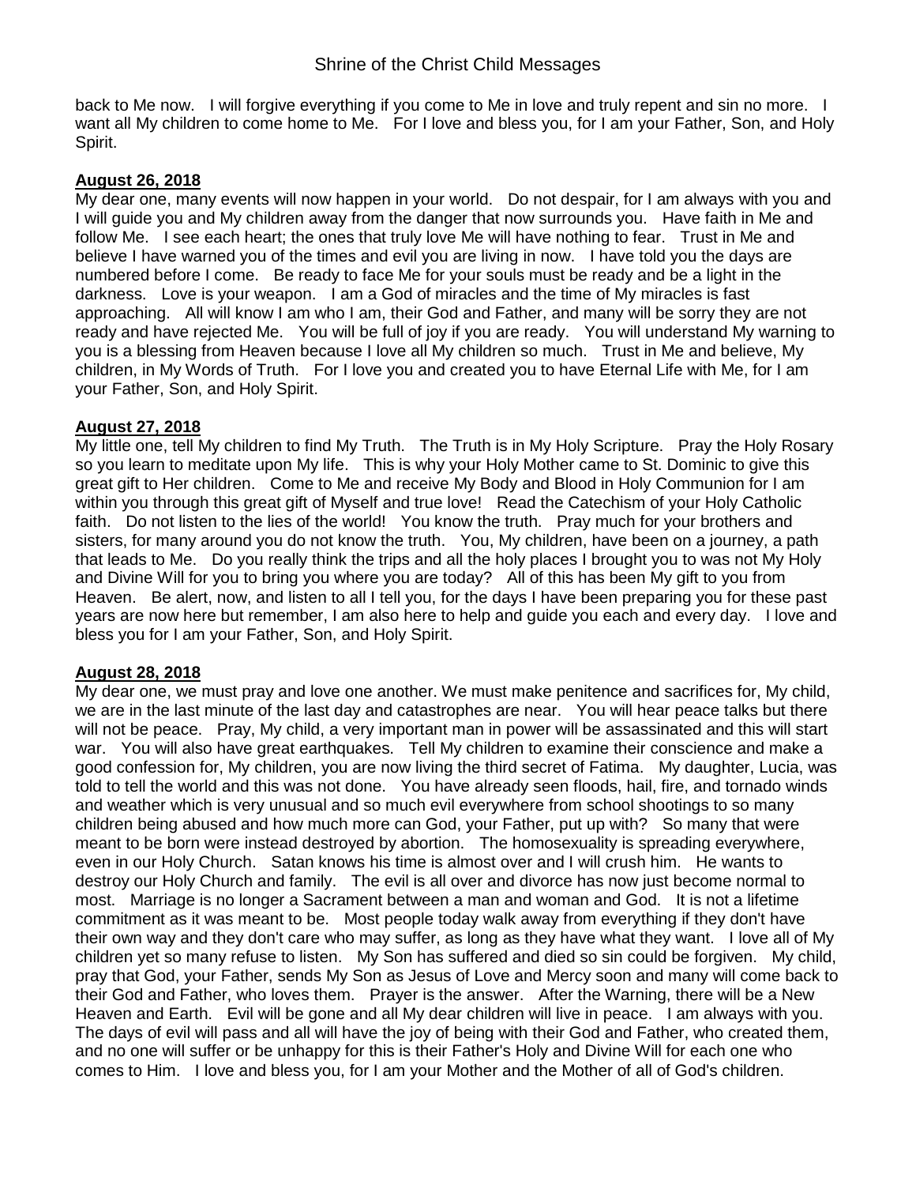back to Me now. I will forgive everything if you come to Me in love and truly repent and sin no more. I want all My children to come home to Me. For I love and bless you, for I am your Father, Son, and Holy Spirit.

**August 26, 2018**

My dear one, many events will now happen in your world. Do not despair, for I am always with you and I will guide you and My children away from the danger that now surrounds you. Have faith in Me and follow Me. I see each heart; the ones that truly love Me will have nothing to fear. Trust in Me and believe I have warned you of the times and evil you are living in now. I have told you the days are numbered before I come. Be ready to face Me for your souls must be ready and be a light in the darkness. Love is your weapon. I am a God of miracles and the time of My miracles is fast approaching. All will know I am who I am, their God and Father, and many will be sorry they are not ready and have rejected Me. You will be full of joy if you are ready. You will understand My warning to you is a blessing from Heaven because I love all My children so much. Trust in Me and believe, My children, in My Words of Truth. For I love you and created you to have Eternal Life with Me, for I am your Father, Son, and Holy Spirit.

**August 27, 2018**

My little one, tell My children to find My Truth. The Truth is in My Holy Scripture. Pray the Holy Rosary so you learn to meditate upon My life. This is why your Holy Mother came to St. Dominic to give this great gift to Her children. Come to Me and receive My Body and Blood in Holy Communion for I am within you through this great gift of Myself and true love! Read the Catechism of your Holy Catholic faith. Do not listen to the lies of the world! You know the truth. Pray much for your brothers and sisters, for many around you do not know the truth. You, My children, have been on a journey, a path that leads to Me. Do you really think the trips and all the holy places I brought you to was not My Holy and Divine Will for you to bring you where you are today? All of this has been My gift to you from Heaven. Be alert, now, and listen to all I tell you, for the days I have been preparing you for these past years are now here but remember, I am also here to help and guide you each and every day. I love and bless you for I am your Father, Son, and Holy Spirit.

**August 28, 2018**

My dear one, we must pray and love one another. We must make penitence and sacrifices for, My child, we are in the last minute of the last day and catastrophes are near. You will hear peace talks but there will not be peace. Pray, My child, a very important man in power will be assassinated and this will start war. You will also have great earthquakes. Tell My children to examine their conscience and make a good confession for, My children, you are now living the third secret of Fatima. My daughter, Lucia, was told to tell the world and this was not done. You have already seen floods, hail, fire, and tornado winds and weather which is very unusual and so much evil everywhere from school shootings to so many children being abused and how much more can God, your Father, put up with? So many that were meant to be born were instead destroyed by abortion. The homosexuality is spreading everywhere, even in our Holy Church. Satan knows his time is almost over and I will crush him. He wants to destroy our Holy Church and family. The evil is all over and divorce has now just become normal to most. Marriage is no longer a Sacrament between a man and woman and God. It is not a lifetime commitment as it was meant to be. Most people today walk away from everything if they don't have their own way and they don't care who may suffer, as long as they have what they want. I love all of My children yet so many refuse to listen. My Son has suffered and died so sin could be forgiven. My child, pray that God, your Father, sends My Son as Jesus of Love and Mercy soon and many will come back to their God and Father, who loves them. Prayer is the answer. After the Warning, there will be a New Heaven and Earth. Evil will be gone and all My dear children will live in peace. I am always with you. The days of evil will pass and all will have the joy of being with their God and Father, who created them, and no one will suffer or be unhappy for this is their Father's Holy and Divine Will for each one who comes to Him. I love and bless you, for I am your Mother and the Mother of all of God's children.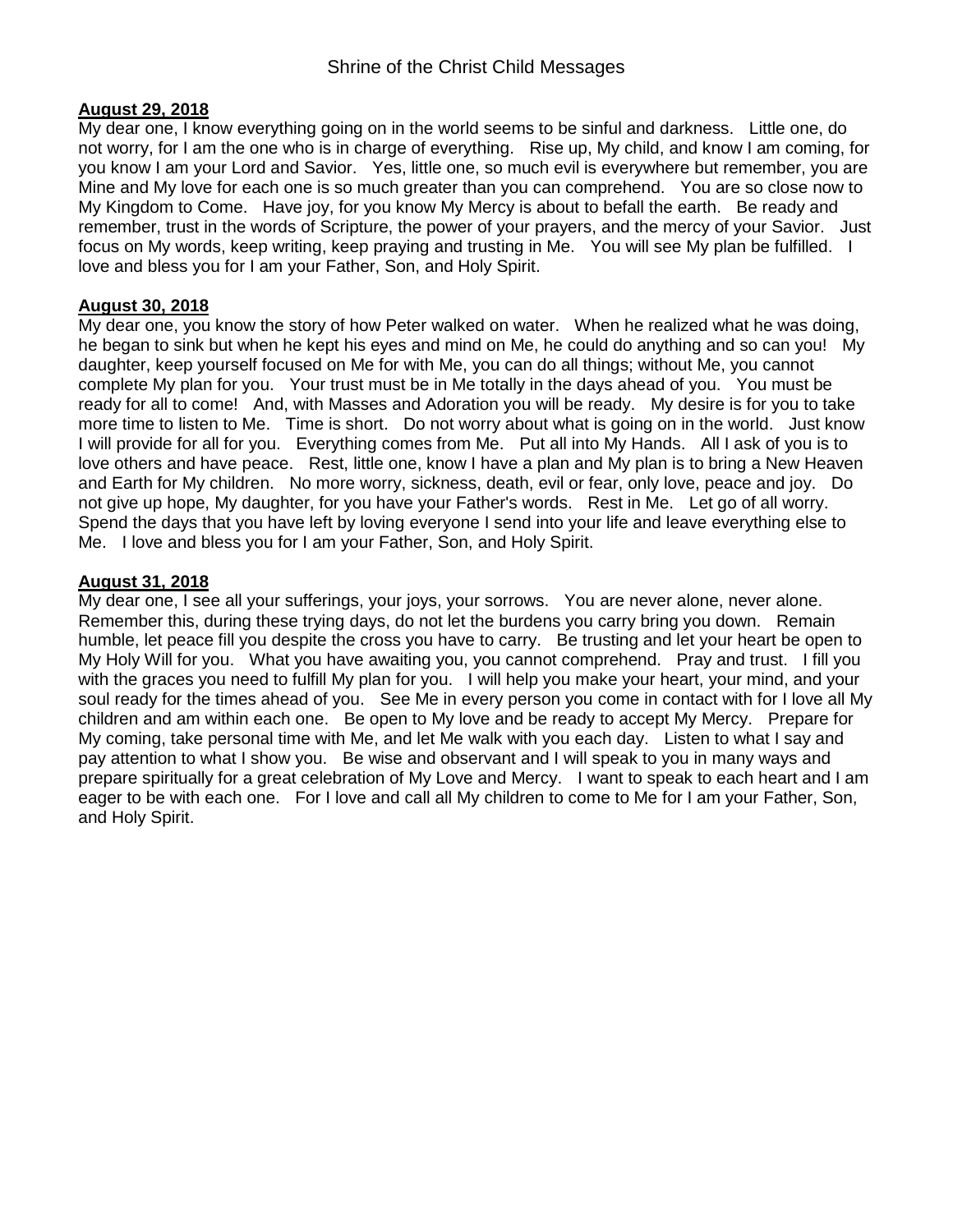**August 29, 2018**

My dear one, I know everything going on in the world seems to be sinful and darkness. Little one, do not worry, for I am the one who is in charge of everything. Rise up, My child, and know I am coming, for you know I am your Lord and Savior. Yes, little one, so much evil is everywhere but remember, you are Mine and My love for each one is so much greater than you can comprehend. You are so close now to My Kingdom to Come. Have joy, for you know My Mercy is about to befall the earth. Be ready and remember, trust in the words of Scripture, the power of your prayers, and the mercy of your Savior. Just focus on My words, keep writing, keep praying and trusting in Me. You will see My plan be fulfilled. I love and bless you for I am your Father, Son, and Holy Spirit.

**August 30, 2018**

My dear one, you know the story of how Peter walked on water. When he realized what he was doing, he began to sink but when he kept his eyes and mind on Me, he could do anything and so can you! My daughter, keep yourself focused on Me for with Me, you can do all things; without Me, you cannot complete My plan for you. Your trust must be in Me totally in the days ahead of you. You must be ready for all to come! And, with Masses and Adoration you will be ready. My desire is for you to take more time to listen to Me. Time is short. Do not worry about what is going on in the world. Just know I will provide for all for you. Everything comes from Me. Put all into My Hands. All I ask of you is to love others and have peace. Rest, little one, know I have a plan and My plan is to bring a New Heaven and Earth for My children. No more worry, sickness, death, evil or fear, only love, peace and joy. Do not give up hope, My daughter, for you have your Father's words. Rest in Me. Let go of all worry. Spend the days that you have left by loving everyone I send into your life and leave everything else to Me. I love and bless you for I am your Father, Son, and Holy Spirit.

**August 31, 2018**

My dear one, I see all your sufferings, your joys, your sorrows. You are never alone, never alone. Remember this, during these trying days, do not let the burdens you carry bring you down. Remain humble, let peace fill you despite the cross you have to carry. Be trusting and let your heart be open to My Holy Will for you. What you have awaiting you, you cannot comprehend. Pray and trust. I fill you with the graces you need to fulfill My plan for you. I will help you make your heart, your mind, and your soul ready for the times ahead of you. See Me in every person you come in contact with for I love all My children and am within each one. Be open to My love and be ready to accept My Mercy. Prepare for My coming, take personal time with Me, and let Me walk with you each day. Listen to what I say and pay attention to what I show you. Be wise and observant and I will speak to you in many ways and prepare spiritually for a great celebration of My Love and Mercy. I want to speak to each heart and I am eager to be with each one. For I love and call all My children to come to Me for I am your Father, Son, and Holy Spirit.